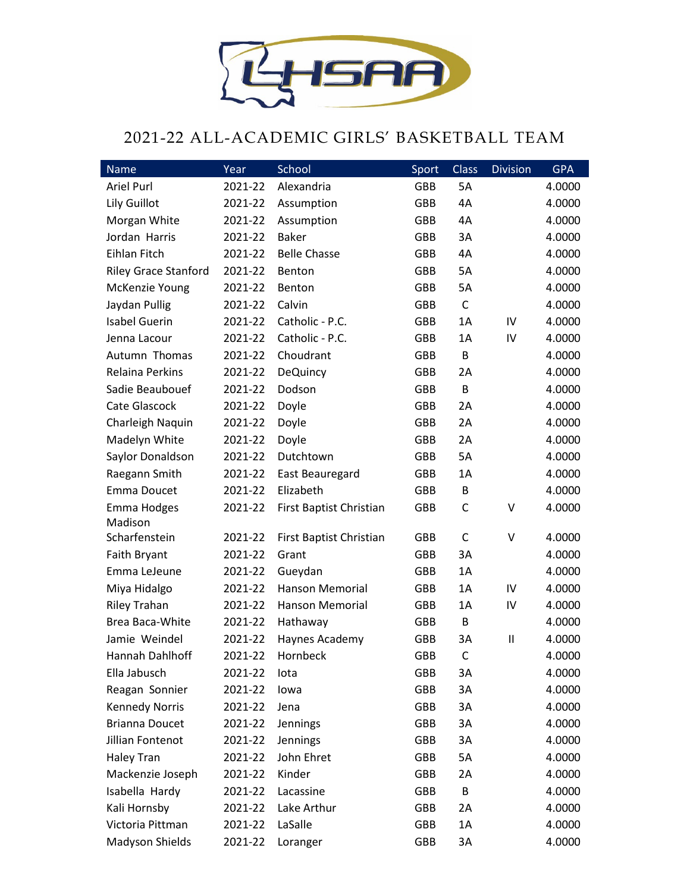# 2021-22 ALL-ACADEMIC GIRLS' BASKETBALL TEAM

| Name | Year | School | Sport | Class | Division | GPA |
|---|---|---|---|---|---|---|
| Ariel Purl | 2021-22 | Alexandria | GBB | 5A | | 4.0000 |
| Lily Guillot | 2021-22 | Assumption | GBB | 4A | | 4.0000 |
| Morgan White | 2021-22 | Assumption | GBB | 4A | | 4.0000 |
| Jordan Harris | 2021-22 | Baker | GBB | 3A | | 4.0000 |
| Eihlan Fitch | 2021-22 | Belle Chasse | GBB | 4A | | 4.0000 |
| Riley Grace Stanford | 2021-22 | Benton | GBB | 5A | | 4.0000 |
| McKenzie Young | 2021-22 | Benton | GBB | 5A | | 4.0000 |
| Jaydan Pullig | 2021-22 | Calvin | GBB | C | | 4.0000 |
| Isabel Guerin | 2021-22 | Catholic - P.C. | GBB | 1A | IV | 4.0000 |
| Jenna Lacour | 2021-22 | Catholic - P.C. | GBB | 1A | IV | 4.0000 |
| Autumn Thomas | 2021-22 | Choudrant | GBB | B | | 4.0000 |
| Relaina Perkins | 2021-22 | DeQuincy | GBB | 2A | | 4.0000 |
| Sadie Beaubouef | 2021-22 | Dodson | GBB | B | | 4.0000 |
| Cate Glascock | 2021-22 | Doyle | GBB | 2A | | 4.0000 |
| Charleigh Naquin | 2021-22 | Doyle | GBB | 2A | | 4.0000 |
| Madelyn White | 2021-22 | Doyle | GBB | 2A | | 4.0000 |
| Saylor Donaldson | 2021-22 | Dutchtown | GBB | 5A | | 4.0000 |
| Raegann Smith | 2021-22 | East Beauregard | GBB | 1A | | 4.0000 |
| Emma Doucet | 2021-22 | Elizabeth | GBB | B | | 4.0000 |
| Emma Hodges | 2021-22 | First Baptist Christian | GBB | C | V | 4.0000 |
| Madison Scharfenstein | 2021-22 | First Baptist Christian | GBB | C | V | 4.0000 |
| Faith Bryant | 2021-22 | Grant | GBB | 3A | | 4.0000 |
| Emma LeJeune | 2021-22 | Gueydan | GBB | 1A | | 4.0000 |
| Miya Hidalgo | 2021-22 | Hanson Memorial | GBB | 1A | IV | 4.0000 |
| Riley Trahan | 2021-22 | Hanson Memorial | GBB | 1A | IV | 4.0000 |
| Brea Baca-White | 2021-22 | Hathaway | GBB | B | | 4.0000 |
| Jamie Weindel | 2021-22 | Haynes Academy | GBB | 3A | II | 4.0000 |
| Hannah Dahlhoff | 2021-22 | Hornbeck | GBB | C | | 4.0000 |
| Ella Jabusch | 2021-22 | Iota | GBB | 3A | | 4.0000 |
| Reagan Sonnier | 2021-22 | Iowa | GBB | 3A | | 4.0000 |
| Kennedy Norris | 2021-22 | Jena | GBB | 3A | | 4.0000 |
| Brianna Doucet | 2021-22 | Jennings | GBB | 3A | | 4.0000 |
| Jillian Fontenot | 2021-22 | Jennings | GBB | 3A | | 4.0000 |
| Haley Tran | 2021-22 | John Ehret | GBB | 5A | | 4.0000 |
| Mackenzie Joseph | 2021-22 | Kinder | GBB | 2A | | 4.0000 |
| Isabella Hardy | 2021-22 | Lacassine | GBB | B | | 4.0000 |
| Kali Hornsby | 2021-22 | Lake Arthur | GBB | 2A | | 4.0000 |
| Victoria Pittman | 2021-22 | LaSalle | GBB | 1A | | 4.0000 |
| Madyson Shields | 2021-22 | Loranger | GBB | 3A | | 4.0000 |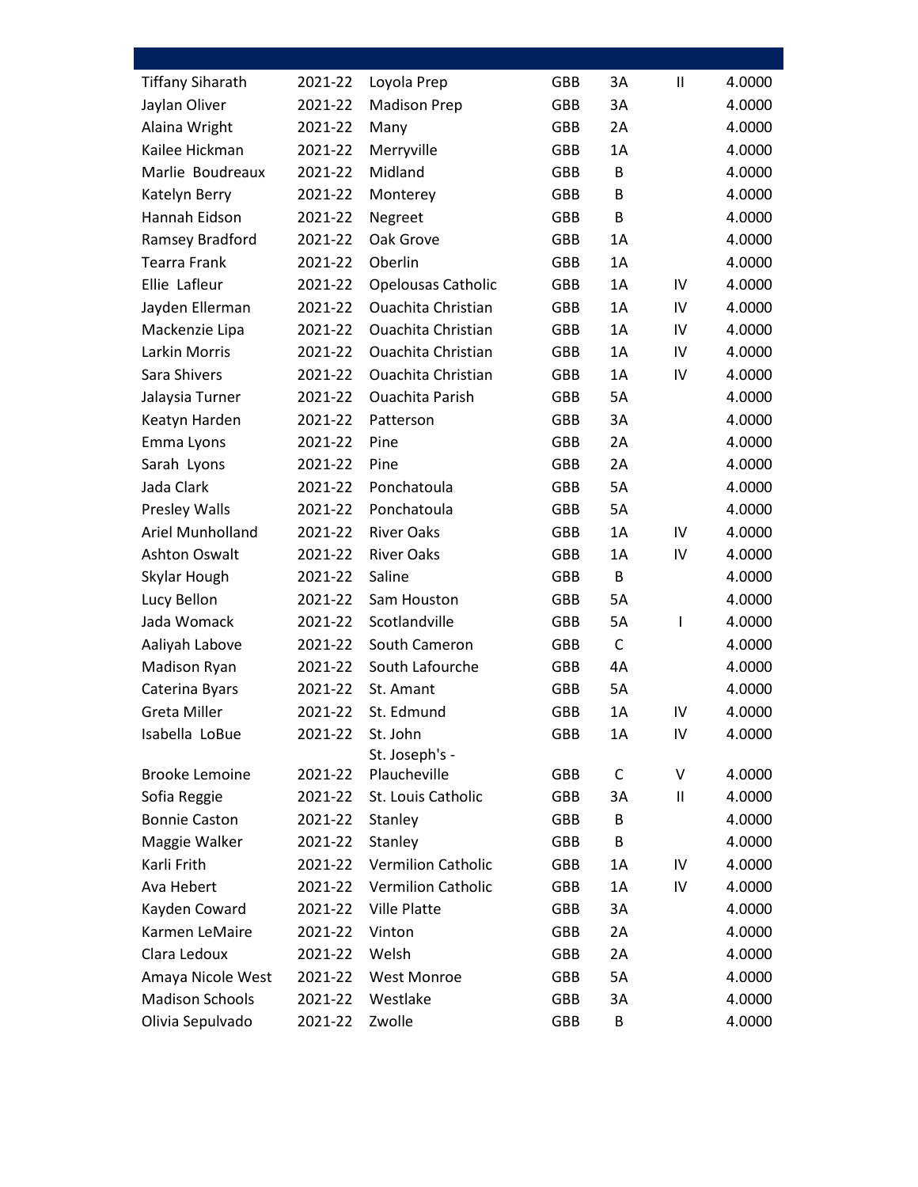| | | | | | | |
|---|---|---|---|---|---|---|
| Tiffany Siharath | 2021-22 | Loyola Prep | GBB | 3A | II | 4.0000 |
| Jaylan Oliver | 2021-22 | Madison Prep | GBB | 3A | | 4.0000 |
| Alaina Wright | 2021-22 | Many | GBB | 2A | | 4.0000 |
| Kailee Hickman | 2021-22 | Merryville | GBB | 1A | | 4.0000 |
| Marlie Boudreaux | 2021-22 | Midland | GBB | B | | 4.0000 |
| Katelyn Berry | 2021-22 | Monterey | GBB | B | | 4.0000 |
| Hannah Eidson | 2021-22 | Negreet | GBB | B | | 4.0000 |
| Ramsey Bradford | 2021-22 | Oak Grove | GBB | 1A | | 4.0000 |
| Tearra Frank | 2021-22 | Oberlin | GBB | 1A | | 4.0000 |
| Ellie Lafleur | 2021-22 | Opelousas Catholic | GBB | 1A | IV | 4.0000 |
| Jayden Ellerman | 2021-22 | Ouachita Christian | GBB | 1A | IV | 4.0000 |
| Mackenzie Lipa | 2021-22 | Ouachita Christian | GBB | 1A | IV | 4.0000 |
| Larkin Morris | 2021-22 | Ouachita Christian | GBB | 1A | IV | 4.0000 |
| Sara Shivers | 2021-22 | Ouachita Christian | GBB | 1A | IV | 4.0000 |
| Jalaysia Turner | 2021-22 | Ouachita Parish | GBB | 5A | | 4.0000 |
| Keatyn Harden | 2021-22 | Patterson | GBB | 3A | | 4.0000 |
| Emma Lyons | 2021-22 | Pine | GBB | 2A | | 4.0000 |
| Sarah Lyons | 2021-22 | Pine | GBB | 2A | | 4.0000 |
| Jada Clark | 2021-22 | Ponchatoula | GBB | 5A | | 4.0000 |
| Presley Walls | 2021-22 | Ponchatoula | GBB | 5A | | 4.0000 |
| Ariel Munholland | 2021-22 | River Oaks | GBB | 1A | IV | 4.0000 |
| Ashton Oswalt | 2021-22 | River Oaks | GBB | 1A | IV | 4.0000 |
| Skylar Hough | 2021-22 | Saline | GBB | B | | 4.0000 |
| Lucy Bellon | 2021-22 | Sam Houston | GBB | 5A | | 4.0000 |
| Jada Womack | 2021-22 | Scotlandville | GBB | 5A | I | 4.0000 |
| Aaliyah Labove | 2021-22 | South Cameron | GBB | C | | 4.0000 |
| Madison Ryan | 2021-22 | South Lafourche | GBB | 4A | | 4.0000 |
| Caterina Byars | 2021-22 | St. Amant | GBB | 5A | | 4.0000 |
| Greta Miller | 2021-22 | St. Edmund | GBB | 1A | IV | 4.0000 |
| Isabella LoBue | 2021-22 | St. John | GBB | 1A | IV | 4.0000 |
| Brooke Lemoine | 2021-22 | St. Joseph's - Plaucheville | GBB | C | V | 4.0000 |
| Sofia Reggie | 2021-22 | St. Louis Catholic | GBB | 3A | II | 4.0000 |
| Bonnie Caston | 2021-22 | Stanley | GBB | B | | 4.0000 |
| Maggie Walker | 2021-22 | Stanley | GBB | B | | 4.0000 |
| Karli Frith | 2021-22 | Vermilion Catholic | GBB | 1A | IV | 4.0000 |
| Ava Hebert | 2021-22 | Vermilion Catholic | GBB | 1A | IV | 4.0000 |
| Kayden Coward | 2021-22 | Ville Platte | GBB | 3A | | 4.0000 |
| Karmen LeMaire | 2021-22 | Vinton | GBB | 2A | | 4.0000 |
| Clara Ledoux | 2021-22 | Welsh | GBB | 2A | | 4.0000 |
| Amaya Nicole West | 2021-22 | West Monroe | GBB | 5A | | 4.0000 |
| Madison Schools | 2021-22 | Westlake | GBB | 3A | | 4.0000 |
| Olivia Sepulvado | 2021-22 | Zwolle | GBB | B | | 4.0000 |